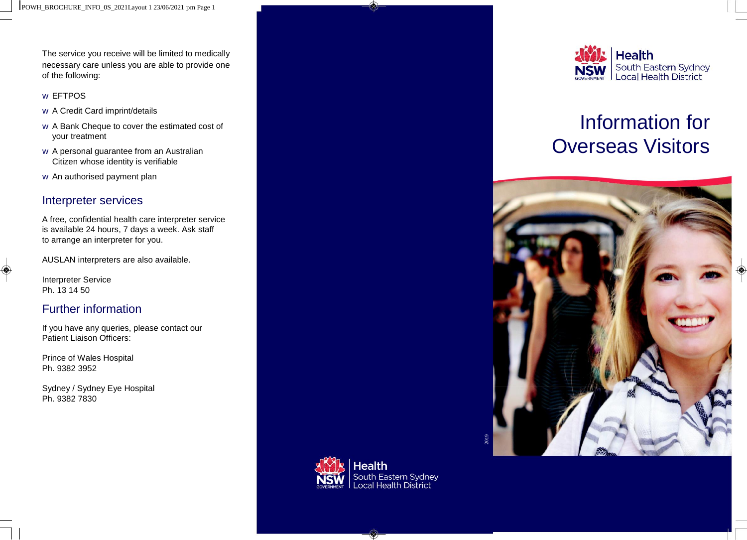The service you receive will be limited to medically necessary care unless you are able to provide one of the following:

- EFTPOS
- A Credit Card imprint/details
- A Bank Cheque to cover the estimated cost of your treatment
- A personal guarantee from an Australian Citizen whose identity is verifiable
- An authorised payment plan

## Interpreter services

A free, confidential health care interpreter service is available 24 hours, 7 days a week. Ask staff to arrange an interpreter for you.

AUSLAN interpreters are also available.

Interpreter Service
Ph. 13 14 50

## Further information

If you have any queries, please contact our Patient Liaison Officers:

Prince of Wales Hospital
Ph. 9382 3952

Sydney / Sydney Eye Hospital
Ph. 9382 7830

Health
South Eastern Sydney
Local Health District

2019

Health
South Eastern Sydney
Local Health District

# Information for Overseas Visitors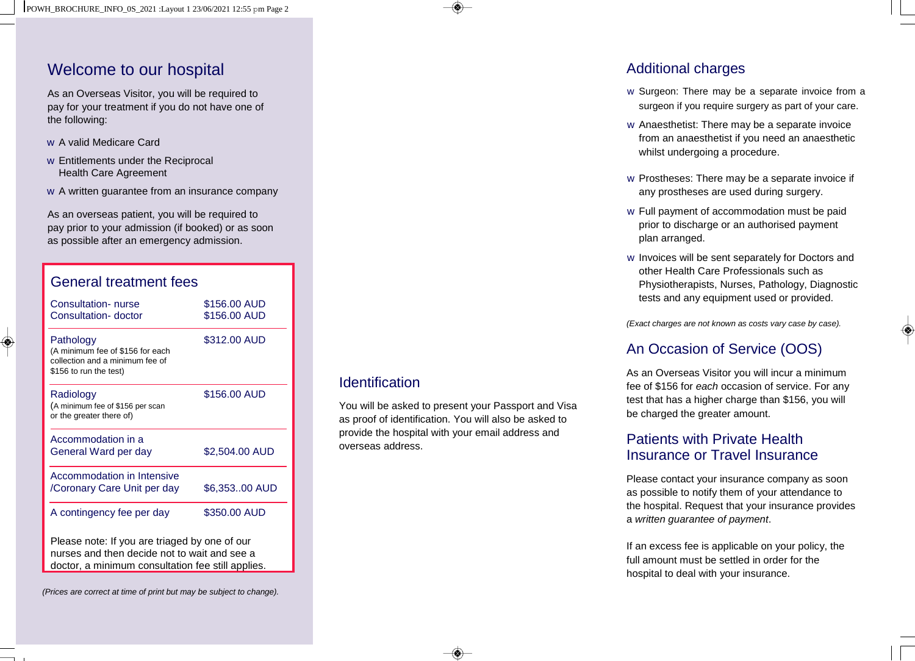# Welcome to our hospital

As an Overseas Visitor, you will be required to pay for your treatment if you do not have one of the following:

- A valid Medicare Card
- Entitlements under the Reciprocal Health Care Agreement
- A written guarantee from an insurance company

As an overseas patient, you will be required to pay prior to your admission (if booked) or as soon as possible after an emergency admission.

## General treatment fees

| | |
|---|---|
| Consultation- nurse<br>Consultation- doctor | $156.00 AUD<br>$156.00 AUD |
| Pathology<br>(A minimum fee of $156 for each collection and a minimum fee of $156 to run the test) | $312.00 AUD |
| Radiology<br>(A minimum fee of $156 per scan or the greater there of) | $156.00 AUD |
| Accommodation in a General Ward per day | $2,504.00 AUD |
| Accommodation in Intensive /Coronary Care Unit per day | $6,353..00 AUD |
| A contingency fee per day | $350.00 AUD |

Please note: If you are triaged by one of our nurses and then decide not to wait and see a doctor, a minimum consultation fee still applies.

*(Prices are correct at time of print but may be subject to change).*

## Identification

You will be asked to present your Passport and Visa as proof of identification. You will also be asked to provide the hospital with your email address and overseas address.

## Additional charges

- Surgeon: There may be a separate invoice from a surgeon if you require surgery as part of your care.
- Anaesthetist: There may be a separate invoice from an anaesthetist if you need an anaesthetic whilst undergoing a procedure.
- Prostheses: There may be a separate invoice if any prostheses are used during surgery.
- Full payment of accommodation must be paid prior to discharge or an authorised payment plan arranged.
- Invoices will be sent separately for Doctors and other Health Care Professionals such as Physiotherapists, Nurses, Pathology, Diagnostic tests and any equipment used or provided.

*(Exact charges are not known as costs vary case by case).*

## An Occasion of Service (OOS)

As an Overseas Visitor you will incur a minimum fee of $156 for *each* occasion of service. For any test that has a higher charge than $156, you will be charged the greater amount.

## Patients with Private Health Insurance or Travel Insurance

Please contact your insurance company as soon as possible to notify them of your attendance to the hospital. Request that your insurance provides a *written guarantee of payment*.

If an excess fee is applicable on your policy, the full amount must be settled in order for the hospital to deal with your insurance.